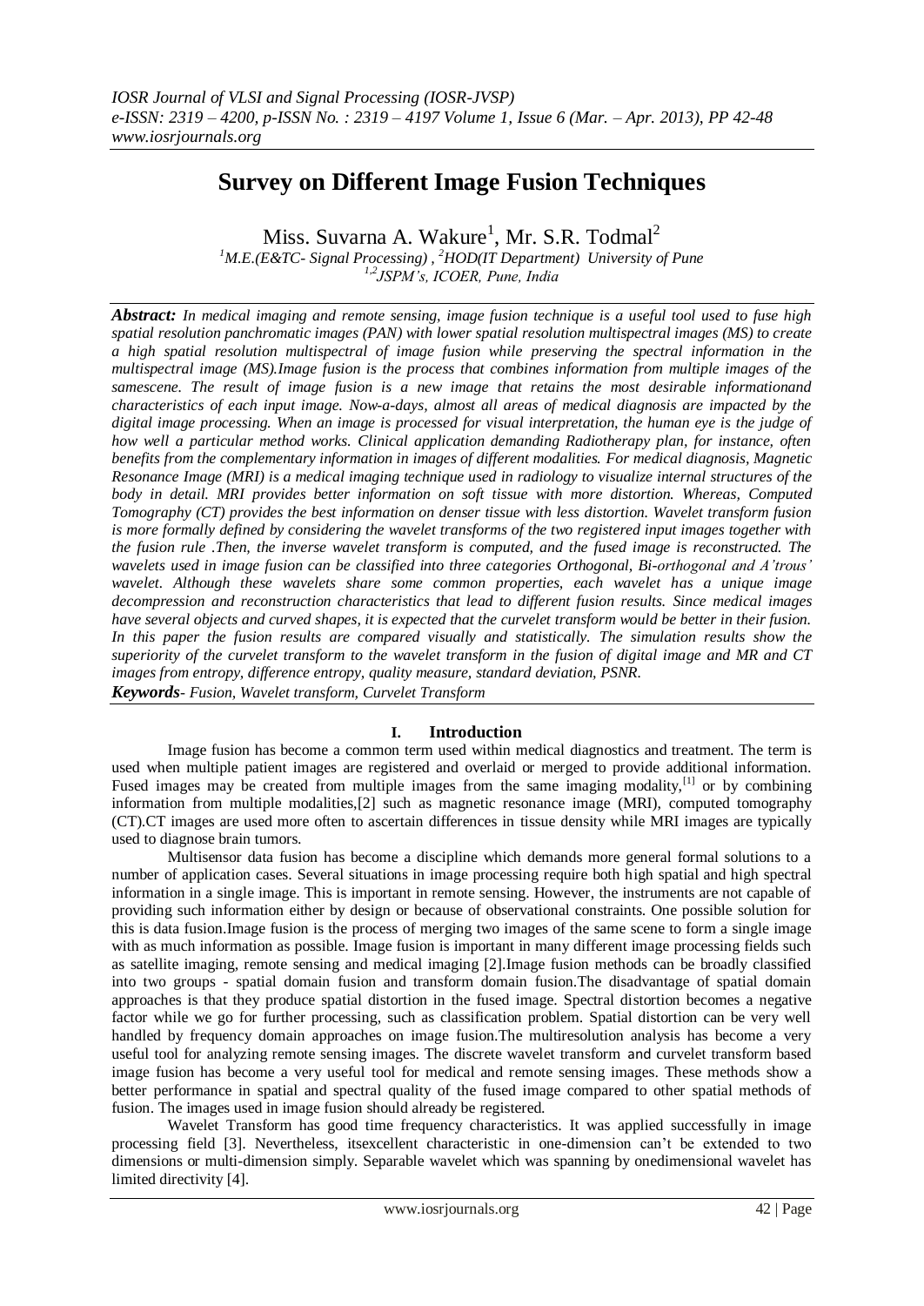# Survey on Different Image Fusion Techniques

Miss. Suvarna A. Wakure[1], Mr. S.R. Todmal[2]

[1]M.E.(E&TC- Signal Processing) , [2]HOD(IT Department) University of Pune
[1,2]JSPM's, ICOER, Pune, India

***Abstract:*** *In medical imaging and remote sensing, image fusion technique is a useful tool used to fuse high spatial resolution panchromatic images (PAN) with lower spatial resolution multispectral images (MS) to create a high spatial resolution multispectral of image fusion while preserving the spectral information in the multispectral image (MS).Image fusion is the process that combines information from multiple images of the samescene. The result of image fusion is a new image that retains the most desirable informationand characteristics of each input image. Now-a-days, almost all areas of medical diagnosis are impacted by the digital image processing. When an image is processed for visual interpretation, the human eye is the judge of how well a particular method works. Clinical application demanding Radiotherapy plan, for instance, often benefits from the complementary information in images of different modalities. For medical diagnosis, Magnetic Resonance Image (MRI) is a medical imaging technique used in radiology to visualize internal structures of the body in detail. MRI provides better information on soft tissue with more distortion. Whereas, Computed Tomography (CT) provides the best information on denser tissue with less distortion. Wavelet transform fusion is more formally defined by considering the wavelet transforms of the two registered input images together with the fusion rule .Then, the inverse wavelet transform is computed, and the fused image is reconstructed. The wavelets used in image fusion can be classified into three categories Orthogonal, Bi-orthogonal and A'trous' wavelet. Although these wavelets share some common properties, each wavelet has a unique image decompression and reconstruction characteristics that lead to different fusion results. Since medical images have several objects and curved shapes, it is expected that the curvelet transform would be better in their fusion. In this paper the fusion results are compared visually and statistically. The simulation results show the superiority of the curvelet transform to the wavelet transform in the fusion of digital image and MR and CT images from entropy, difference entropy, quality measure, standard deviation, PSNR.*

***Keywords***- *Fusion, Wavelet transform, Curvelet Transform*

## I. Introduction

Image fusion has become a common term used within medical diagnostics and treatment. The term is used when multiple patient images are registered and overlaid or merged to provide additional information. Fused images may be created from multiple images from the same imaging modality,[1] or by combining information from multiple modalities,[2] such as magnetic resonance image (MRI), computed tomography (CT).CT images are used more often to ascertain differences in tissue density while MRI images are typically used to diagnose brain tumors.

Multisensor data fusion has become a discipline which demands more general formal solutions to a number of application cases. Several situations in image processing require both high spatial and high spectral information in a single image. This is important in remote sensing. However, the instruments are not capable of providing such information either by design or because of observational constraints. One possible solution for this is data fusion.Image fusion is the process of merging two images of the same scene to form a single image with as much information as possible. Image fusion is important in many different image processing fields such as satellite imaging, remote sensing and medical imaging [2].Image fusion methods can be broadly classified into two groups - spatial domain fusion and transform domain fusion.The disadvantage of spatial domain approaches is that they produce spatial distortion in the fused image. Spectral distortion becomes a negative factor while we go for further processing, such as classification problem. Spatial distortion can be very well handled by frequency domain approaches on image fusion.The multiresolution analysis has become a very useful tool for analyzing remote sensing images. The discrete wavelet transform and curvelet transform based image fusion has become a very useful tool for medical and remote sensing images. These methods show a better performance in spatial and spectral quality of the fused image compared to other spatial methods of fusion. The images used in image fusion should already be registered.

Wavelet Transform has good time frequency characteristics. It was applied successfully in image processing field [3]. Nevertheless, itsexcellent characteristic in one-dimension can't be extended to two dimensions or multi-dimension simply. Separable wavelet which was spanning by onedimensional wavelet has limited directivity [4].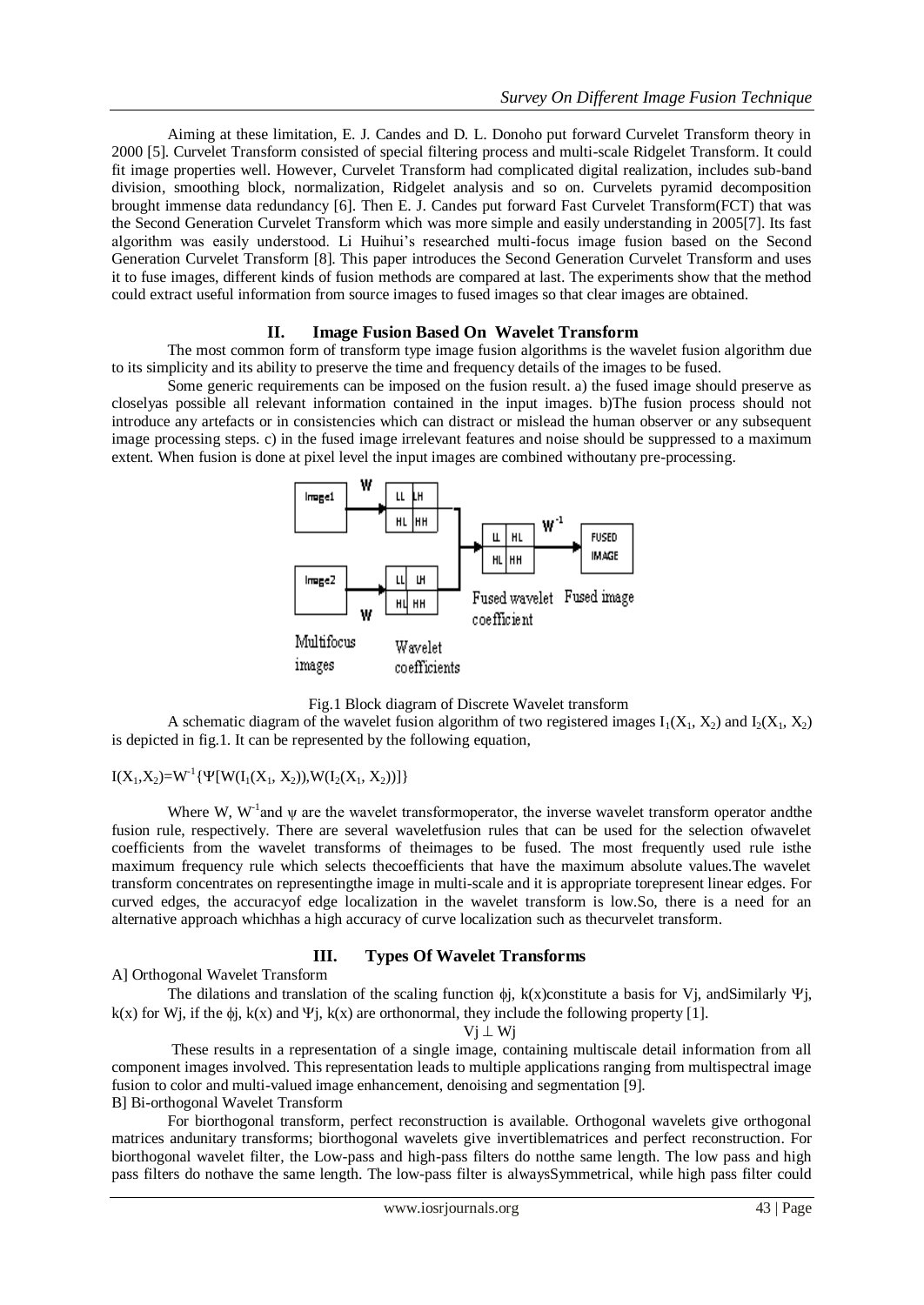Aiming at these limitation, E. J. Candes and D. L. Donoho put forward Curvelet Transform theory in 2000 [5]. Curvelet Transform consisted of special filtering process and multi-scale Ridgelet Transform. It could fit image properties well. However, Curvelet Transform had complicated digital realization, includes sub-band division, smoothing block, normalization, Ridgelet analysis and so on. Curvelets pyramid decomposition brought immense data redundancy [6]. Then E. J. Candes put forward Fast Curvelet Transform(FCT) that was the Second Generation Curvelet Transform which was more simple and easily understanding in 2005[7]. Its fast algorithm was easily understood. Li Huihui's researched multi-focus image fusion based on the Second Generation Curvelet Transform [8]. This paper introduces the Second Generation Curvelet Transform and uses it to fuse images, different kinds of fusion methods are compared at last. The experiments show that the method could extract useful information from source images to fused images so that clear images are obtained.

## II. Image Fusion Based On Wavelet Transform

The most common form of transform type image fusion algorithms is the wavelet fusion algorithm due to its simplicity and its ability to preserve the time and frequency details of the images to be fused.

Some generic requirements can be imposed on the fusion result. a) the fused image should preserve as closelyas possible all relevant information contained in the input images. b)The fusion process should not introduce any artefacts or in consistencies which can distract or mislead the human observer or any subsequent image processing steps. c) in the fused image irrelevant features and noise should be suppressed to a maximum extent. When fusion is done at pixel level the input images are combined withoutany pre-processing.

Fig.1 Block diagram of Discrete Wavelet transform

A schematic diagram of the wavelet fusion algorithm of two registered images $I_1(X_1, X_2)$ and $I_2(X_1, X_2)$ is depicted in fig.1. It can be represented by the following equation,

$$I(X_1,X_2)=W^{-1}\{\Psi[W(I_1(X_1, X_2)),W(I_2(X_1, X_2))]\}$$

Where W, $W^{-1}$and $\psi$ are the wavelet transformoperator, the inverse wavelet transform operator andthe fusion rule, respectively. There are several waveletfusion rules that can be used for the selection ofwavelet coefficients from the wavelet transforms of theimages to be fused. The most frequently used rule isthe maximum frequency rule which selects thecoefficients that have the maximum absolute values.The wavelet transform concentrates on representingthe image in multi-scale and it is appropriate torepresent linear edges. For curved edges, the accuracyof edge localization in the wavelet transform is low.So, there is a need for an alternative approach whichhas a high accuracy of curve localization such as thecurvelet transform.

## III. Types Of Wavelet Transforms

A] Orthogonal Wavelet Transform

The dilations and translation of the scaling function $\phi j$, $k(x)$constitute a basis for Vj, andSimilarly $\Psi j$, $k(x)$ for Wj, if the $\phi j$, $k(x)$ and $\Psi j$, $k(x)$ are orthonormal, they include the following property [1].

$$V_j \perp W_j$$

These results in a representation of a single image, containing multiscale detail information from all component images involved. This representation leads to multiple applications ranging from multispectral image fusion to color and multi-valued image enhancement, denoising and segmentation [9].

B] Bi-orthogonal Wavelet Transform

For biorthogonal transform, perfect reconstruction is available. Orthogonal wavelets give orthogonal matrices andunitary transforms; biorthogonal wavelets give invertiblematrices and perfect reconstruction. For biorthogonal wavelet filter, the Low-pass and high-pass filters do notthe same length. The low pass and high pass filters do nothave the same length. The low-pass filter is alwaysSymmetrical, while high pass filter could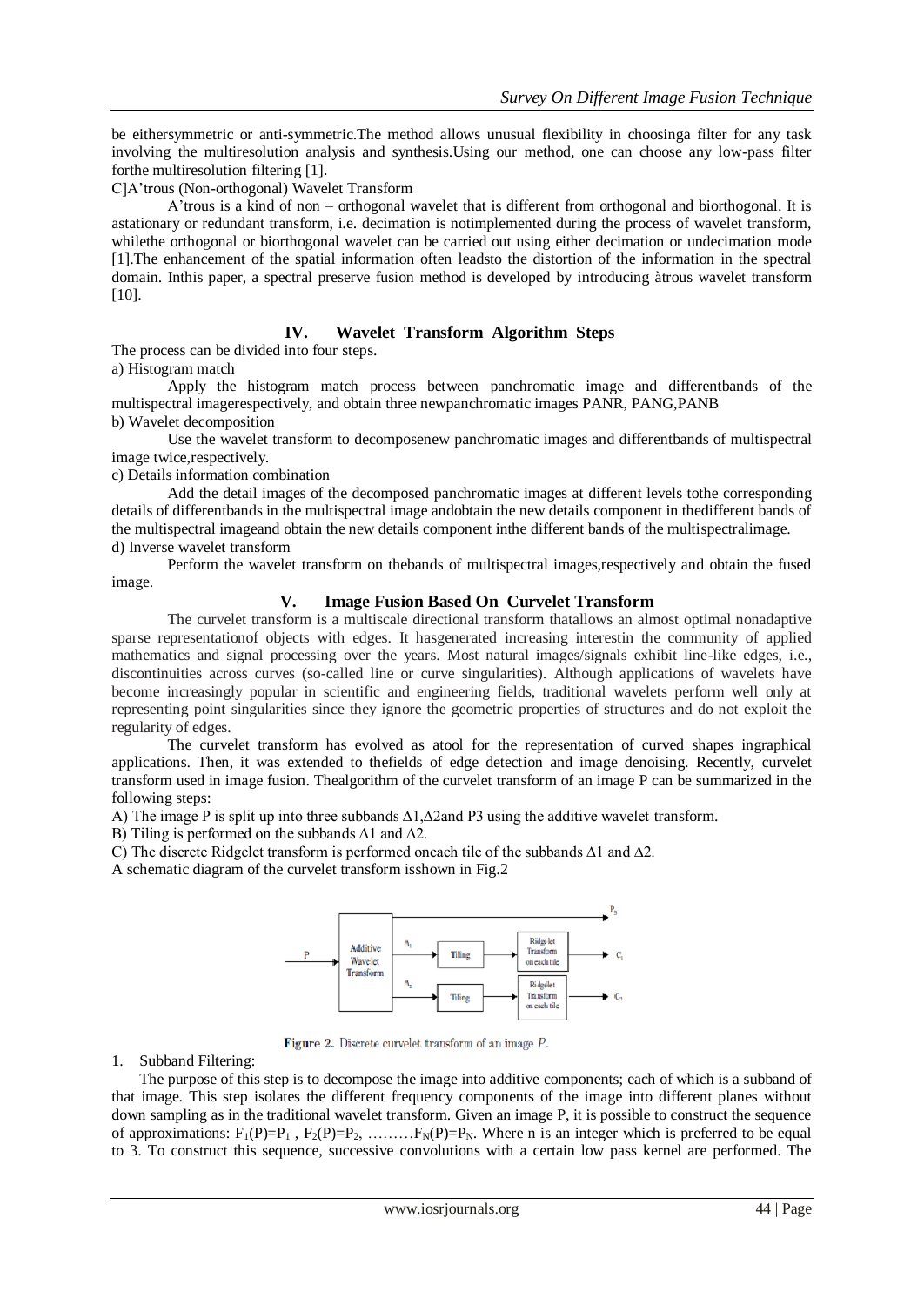be eithersymmetric or anti-symmetric.The method allows unusual flexibility in choosinga filter for any task involving the multiresolution analysis and synthesis.Using our method, one can choose any low-pass filter forthe multiresolution filtering [1].

C]A'trous (Non-orthogonal) Wavelet Transform

A'trous is a kind of non – orthogonal wavelet that is different from orthogonal and biorthogonal. It is astationary or redundant transform, i.e. decimation is notimplemented during the process of wavelet transform, whilethe orthogonal or biorthogonal wavelet can be carried out using either decimation or undecimation mode [1].The enhancement of the spatial information often leadsto the distortion of the information in the spectral domain. Inthis paper, a spectral preserve fusion method is developed by introducing àtrous wavelet transform [10].

## IV. Wavelet Transform Algorithm Steps

The process can be divided into four steps.

a) Histogram match

Apply the histogram match process between panchromatic image and differentbands of the multispectral imagerespectively, and obtain three newpanchromatic images PANR, PANG,PANB

b) Wavelet decomposition

Use the wavelet transform to decomposenew panchromatic images and differentbands of multispectral image twice,respectively.

c) Details information combination

Add the detail images of the decomposed panchromatic images at different levels tothe corresponding details of differentbands in the multispectral image andobtain the new details component in thedifferent bands of the multispectral imageand obtain the new details component inthe different bands of the multispectralimage.

d) Inverse wavelet transform

Perform the wavelet transform on thebands of multispectral images,respectively and obtain the fused image.

## V. Image Fusion Based On Curvelet Transform

The curvelet transform is a multiscale directional transform thatallows an almost optimal nonadaptive sparse representationof objects with edges. It hasgenerated increasing interestin the community of applied mathematics and signal processing over the years. Most natural images/signals exhibit line-like edges, i.e., discontinuities across curves (so-called line or curve singularities). Although applications of wavelets have become increasingly popular in scientific and engineering fields, traditional wavelets perform well only at representing point singularities since they ignore the geometric properties of structures and do not exploit the regularity of edges.

The curvelet transform has evolved as atool for the representation of curved shapes ingraphical applications. Then, it was extended to thefields of edge detection and image denoising. Recently, curvelet transform used in image fusion. Thealgorithm of the curvelet transform of an image P can be summarized in the following steps:

A) The image P is split up into three subbands $\Delta1$,$\Delta2$and P3 using the additive wavelet transform.

B) Tiling is performed on the subbands $\Delta1$ and $\Delta2$.

C) The discrete Ridgelet transform is performed oneach tile of the subbands $\Delta1$ and $\Delta2$.

A schematic diagram of the curvelet transform isshown in Fig.2

Figure 2. Discrete curvelet transform of an image $P$.

1. Subband Filtering:

The purpose of this step is to decompose the image into additive components; each of which is a subband of that image. This step isolates the different frequency components of the image into different planes without down sampling as in the traditional wavelet transform. Given an image P, it is possible to construct the sequence of approximations: $F_1(P)=P_1$ , $F_2(P)=P_2$, ………$F_N(P)=P_N$. Where n is an integer which is preferred to be equal to 3. To construct this sequence, successive convolutions with a certain low pass kernel are performed. The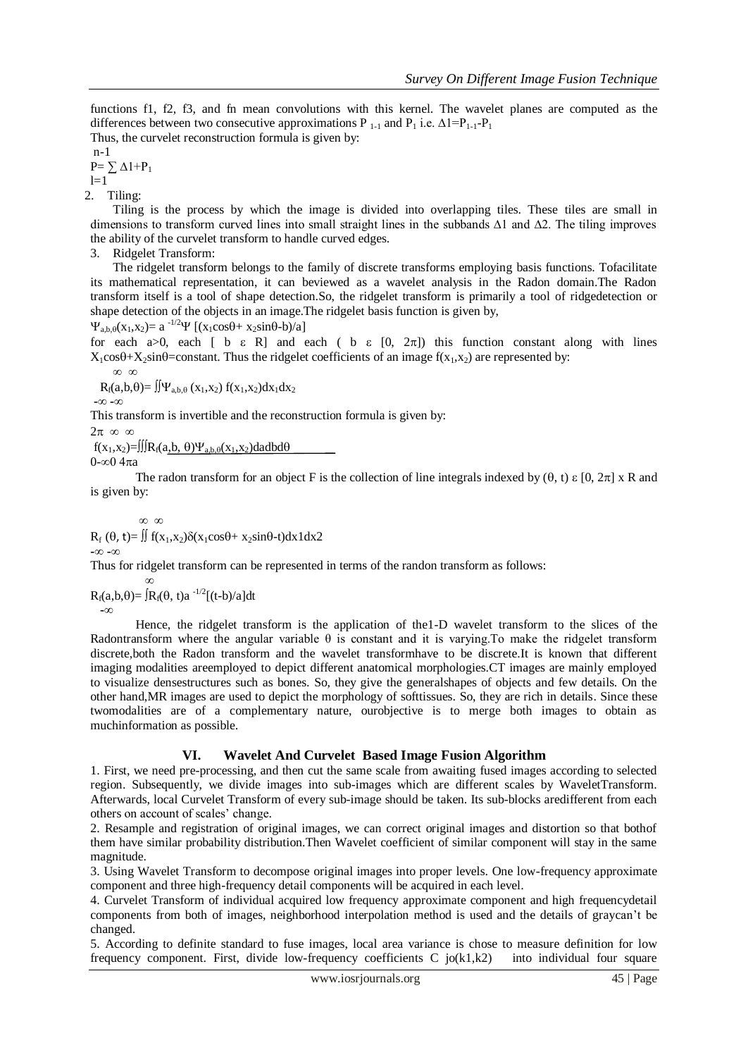functions f1, f2, f3, and fn mean convolutions with this kernel. The wavelet planes are computed as the differences between two consecutive approximations $P_{1-1}$ and $P_1$ i.e. $\Delta 1=P_{1-1}-P_1$

Thus, the curvelet reconstruction formula is given by:

$$P=\sum_{l=1}^{n-1} \Delta 1+P_1$$

2. Tiling:

Tiling is the process by which the image is divided into overlapping tiles. These tiles are small in dimensions to transform curved lines into small straight lines in the subbands Δ1 and Δ2. The tiling improves the ability of the curvelet transform to handle curved edges.

3. Ridgelet Transform:

The ridgelet transform belongs to the family of discrete transforms employing basis functions. Tofacilitate its mathematical representation, it can beviewed as a wavelet analysis in the Radon domain.The Radon transform itself is a tool of shape detection.So, the ridgelet transform is primarily a tool of ridgedetection or shape detection of the objects in an image.The ridgelet basis function is given by,

$$\Psi_{a,b,\theta}(x_1,x_2)= a^{-1/2}\Psi\,[(x_1\cos\theta+ x_2\sin\theta-b)/a]$$

for each a>0, each [ b ε R] and each ( b ε [0, 2π]) this function constant along with lines $X_1\cos\theta+X_2\sin\theta$=constant. Thus the ridgelet coefficients of an image $f(x_1,x_2)$ are represented by:

$$R_f(a,b,\theta)= \int_{-\infty}^{\infty}\int_{-\infty}^{\infty}\Psi_{a,b,\theta}(x_1,x_2)\, f(x_1,x_2)dx_1dx_2$$

This transform is invertible and the reconstruction formula is given by:

$$f(x_1,x_2)=\int_{0}^{2\pi}\int_{-\infty}^{\infty}\int_{0}^{\infty}R_f(a,b,\theta)\Psi_{a,b,\theta}(x_1,x_2)\frac{da\,db\,d\theta}{4\pi a}$$

The radon transform for an object F is the collection of line integrals indexed by (θ, t) ε [0, 2π] x R and is given by:

$$R_f(\theta, t)= \int_{-\infty}^{\infty}\int_{-\infty}^{\infty} f(x_1,x_2)\delta(x_1\cos\theta+ x_2\sin\theta-t)dx1dx2$$

Thus for ridgelet transform can be represented in terms of the randon transform as follows:

$$R_f(a,b,\theta)= \int_{-\infty}^{\infty}R_f(\theta, t)a^{-1/2}[(t-b)/a]dt$$

Hence, the ridgelet transform is the application of the1-D wavelet transform to the slices of the Radontransform where the angular variable θ is constant and it is varying.To make the ridgelet transform discrete,both the Radon transform and the wavelet transformhave to be discrete.It is known that different imaging modalities areemployed to depict different anatomical morphologies.CT images are mainly employed to visualize densestructures such as bones. So, they give the generalshapes of objects and few details. On the other hand,MR images are used to depict the morphology of softtissues. So, they are rich in details. Since these twomodalities are of a complementary nature, ourobjective is to merge both images to obtain as muchinformation as possible.

## VI. Wavelet And Curvelet Based Image Fusion Algorithm

1. First, we need pre-processing, and then cut the same scale from awaiting fused images according to selected region. Subsequently, we divide images into sub-images which are different scales by WaveletTransform. Afterwards, local Curvelet Transform of every sub-image should be taken. Its sub-blocks aredifferent from each others on account of scales' change.

2. Resample and registration of original images, we can correct original images and distortion so that bothof them have similar probability distribution.Then Wavelet coefficient of similar component will stay in the same magnitude.

3. Using Wavelet Transform to decompose original images into proper levels. One low-frequency approximate component and three high-frequency detail components will be acquired in each level.

4. Curvelet Transform of individual acquired low frequency approximate component and high frequencydetail components from both of images, neighborhood interpolation method is used and the details of graycan't be changed.

5. According to definite standard to fuse images, local area variance is chose to measure definition for low frequency component. First, divide low-frequency coefficients $C\ jo(k1,k2)$ into individual four square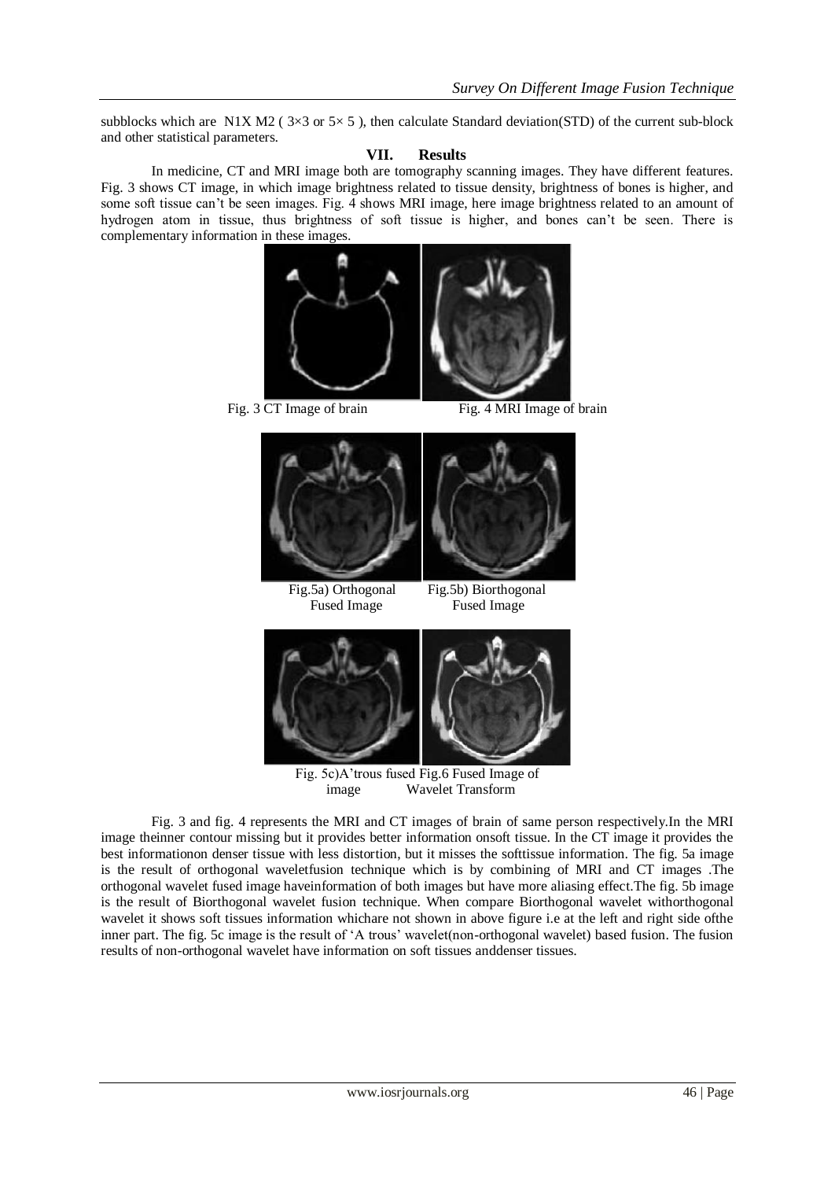subblocks which are N1X M2 ( 3×3 or 5× 5 ), then calculate Standard deviation(STD) of the current sub-block and other statistical parameters.

## VII. Results

In medicine, CT and MRI image both are tomography scanning images. They have different features. Fig. 3 shows CT image, in which image brightness related to tissue density, brightness of bones is higher, and some soft tissue can't be seen images. Fig. 4 shows MRI image, here image brightness related to an amount of hydrogen atom in tissue, thus brightness of soft tissue is higher, and bones can't be seen. There is complementary information in these images.

Fig. 3 CT Image of brain

Fig. 4 MRI Image of brain

Fig.5a) Orthogonal Fused Image

Fig.5b) Biorthogonal Fused Image

Fig. 5c)A'trous fused image

Fig.6 Fused Image of Wavelet Transform

Fig. 3 and fig. 4 represents the MRI and CT images of brain of same person respectively.In the MRI image theinner contour missing but it provides better information onsoft tissue. In the CT image it provides the best informationon denser tissue with less distortion, but it misses the softtissue information. The fig. 5a image is the result of orthogonal waveletfusion technique which is by combining of MRI and CT images .The orthogonal wavelet fused image haveinformation of both images but have more aliasing effect.The fig. 5b image is the result of Biorthogonal wavelet fusion technique. When compare Biorthogonal wavelet withorthogonal wavelet it shows soft tissues information whichare not shown in above figure i.e at the left and right side ofthe inner part. The fig. 5c image is the result of 'A trous' wavelet(non-orthogonal wavelet) based fusion. The fusion results of non-orthogonal wavelet have information on soft tissues anddenser tissues.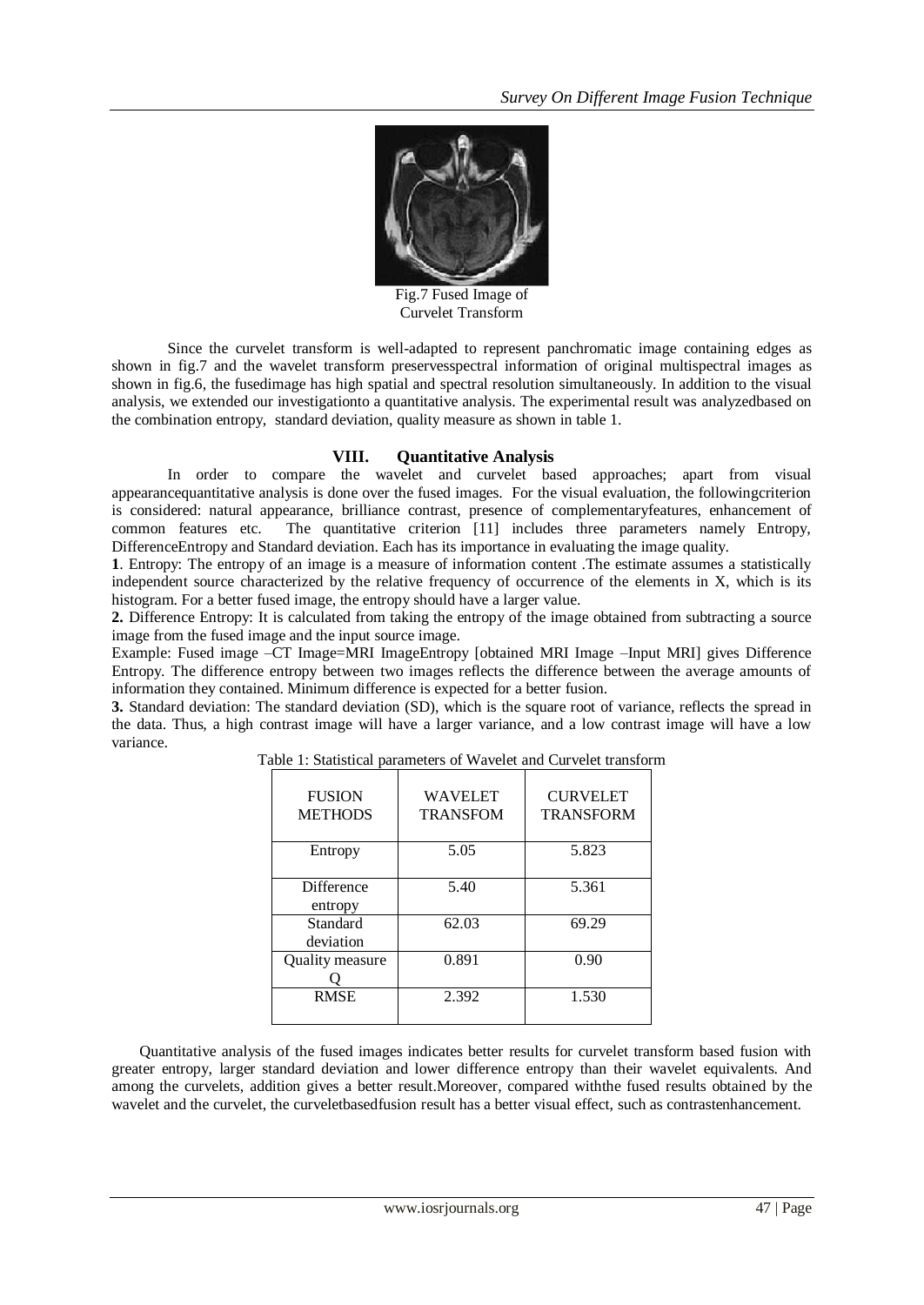Fig.7 Fused Image of Curvelet Transform

Since the curvelet transform is well-adapted to represent panchromatic image containing edges as shown in fig.7 and the wavelet transform preservesspectral information of original multispectral images as shown in fig.6, the fusedimage has high spatial and spectral resolution simultaneously. In addition to the visual analysis, we extended our investigationto a quantitative analysis. The experimental result was analyzedbased on the combination entropy, standard deviation, quality measure as shown in table 1.

## VIII. Quantitative Analysis

In order to compare the wavelet and curvelet based approaches; apart from visual appearancequantitative analysis is done over the fused images. For the visual evaluation, the followingcriterion is considered: natural appearance, brilliance contrast, presence of complementaryfeatures, enhancement of common features etc. The quantitative criterion [11] includes three parameters namely Entropy, DifferenceEntropy and Standard deviation. Each has its importance in evaluating the image quality.

**1**. Entropy: The entropy of an image is a measure of information content .The estimate assumes a statistically independent source characterized by the relative frequency of occurrence of the elements in X, which is its histogram. For a better fused image, the entropy should have a larger value.

**2.** Difference Entropy: It is calculated from taking the entropy of the image obtained from subtracting a source image from the fused image and the input source image.

Example: Fused image –CT Image=MRI ImageEntropy [obtained MRI Image –Input MRI] gives Difference Entropy. The difference entropy between two images reflects the difference between the average amounts of information they contained. Minimum difference is expected for a better fusion.

**3.** Standard deviation: The standard deviation (SD), which is the square root of variance, reflects the spread in the data. Thus, a high contrast image will have a larger variance, and a low contrast image will have a low variance.

Table 1: Statistical parameters of Wavelet and Curvelet transform

| FUSION METHODS | WAVELET TRANSFOM | CURVELET TRANSFORM |
|---|---|---|
| Entropy | 5.05 | 5.823 |
| Difference entropy | 5.40 | 5.361 |
| Standard deviation | 62.03 | 69.29 |
| Quality measure Q | 0.891 | 0.90 |
| RMSE | 2.392 | 1.530 |

Quantitative analysis of the fused images indicates better results for curvelet transform based fusion with greater entropy, larger standard deviation and lower difference entropy than their wavelet equivalents. And among the curvelets, addition gives a better result.Moreover, compared withthe fused results obtained by the wavelet and the curvelet, the curveletbasedfusion result has a better visual effect, such as contrastenhancement.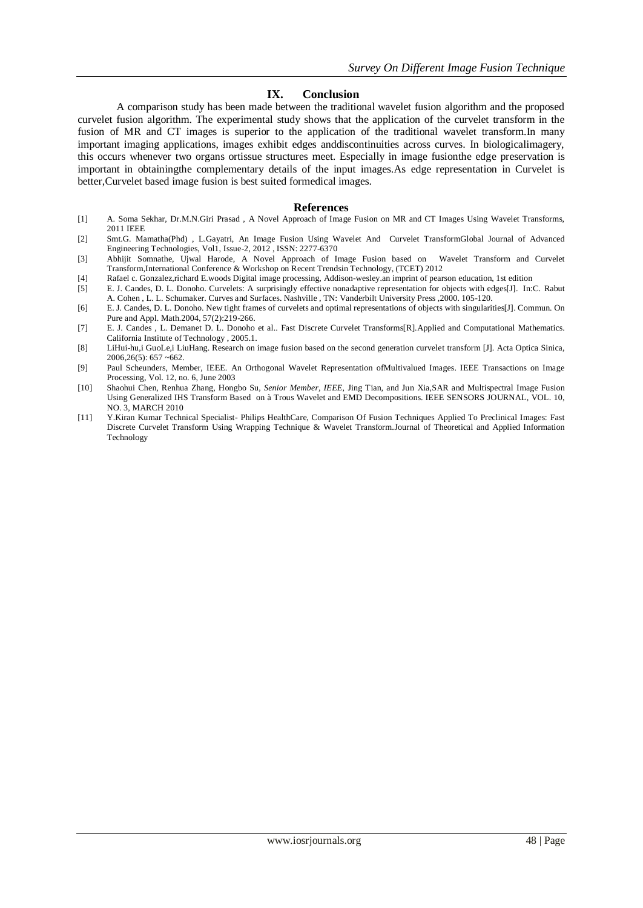## IX. Conclusion

A comparison study has been made between the traditional wavelet fusion algorithm and the proposed curvelet fusion algorithm. The experimental study shows that the application of the curvelet transform in the fusion of MR and CT images is superior to the application of the traditional wavelet transform.In many important imaging applications, images exhibit edges anddiscontinuities across curves. In biologicalimagery, this occurs whenever two organs ortissue structures meet. Especially in image fusionthe edge preservation is important in obtainingthe complementary details of the input images.As edge representation in Curvelet is better,Curvelet based image fusion is best suited formedical images.

## References

[1] A. Soma Sekhar, Dr.M.N.Giri Prasad , A Novel Approach of Image Fusion on MR and CT Images Using Wavelet Transforms, 2011 IEEE

[2] Smt.G. Mamatha(Phd) , L.Gayatri, An Image Fusion Using Wavelet And Curvelet TransformGlobal Journal of Advanced Engineering Technologies, Vol1, Issue-2, 2012 , ISSN: 2277-6370

[3] Abhijit Somnathe, Ujwal Harode, A Novel Approach of Image Fusion based on Wavelet Transform and Curvelet Transform,International Conference & Workshop on Recent Trendsin Technology, (TCET) 2012

[4] Rafael c. Gonzalez,richard E.woods Digital image processing, Addison-wesley.an imprint of pearson education, 1st edition

[5] E. J. Candes, D. L. Donoho. Curvelets: A surprisingly effective nonadaptive representation for objects with edges[J]. In:C. Rabut A. Cohen , L. L. Schumaker. Curves and Surfaces. Nashville , TN: Vanderbilt University Press ,2000. 105-120.

[6] E. J. Candes, D. L. Donoho. New tight frames of curvelets and optimal representations of objects with singularities[J]. Commun. On Pure and Appl. Math.2004, 57(2):219-266.

[7] E. J. Candes , L. Demanet D. L. Donoho et al.. Fast Discrete Curvelet Transforms[R].Applied and Computational Mathematics. California Institute of Technology , 2005.1.

[8] LiHui-hu,i GuoLe,i LiuHang. Research on image fusion based on the second generation curvelet transform [J]. Acta Optica Sinica, 2006,26(5): 657 ~662.

[9] Paul Scheunders, Member, IEEE. An Orthogonal Wavelet Representation ofMultivalued Images. IEEE Transactions on Image Processing, Vol. 12, no. 6, June 2003

[10] Shaohui Chen, Renhua Zhang, Hongbo Su, *Senior Member, IEEE*, Jing Tian, and Jun Xia,SAR and Multispectral Image Fusion Using Generalized IHS Transform Based on à Trous Wavelet and EMD Decompositions. IEEE SENSORS JOURNAL, VOL. 10, NO. 3, MARCH 2010

[11] Y.Kiran Kumar Technical Specialist- Philips HealthCare, Comparison Of Fusion Techniques Applied To Preclinical Images: Fast Discrete Curvelet Transform Using Wrapping Technique & Wavelet Transform.Journal of Theoretical and Applied Information Technology